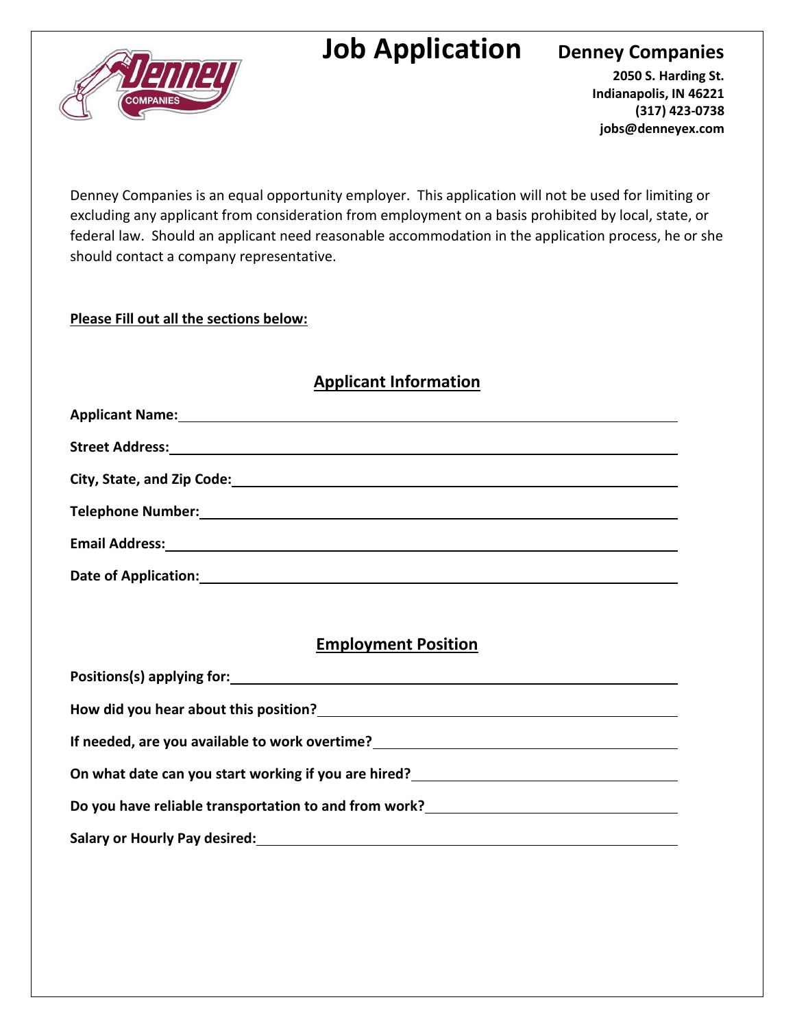# Job Application

**Denney Companies**
**2050 S. Harding St.**
**Indianapolis, IN 46221**
**(317) 423-0738**
**jobs@denneyex.com**

Denney Companies is an equal opportunity employer. This application will not be used for limiting or excluding any applicant from consideration from employment on a basis prohibited by local, state, or federal law. Should an applicant need reasonable accommodation in the application process, he or she should contact a company representative.

**Please Fill out all the sections below:**

## Applicant Information

**Applicant Name:** ____________________

**Street Address:** ____________________

**City, State, and Zip Code:** ____________________

**Telephone Number:** ____________________

**Email Address:** ____________________

**Date of Application:** ____________________

## Employment Position

**Positions(s) applying for:** ____________________

**How did you hear about this position?** ____________________

**If needed, are you available to work overtime?** ____________________

**On what date can you start working if you are hired?** ____________________

**Do you have reliable transportation to and from work?** ____________________

**Salary or Hourly Pay desired:** ____________________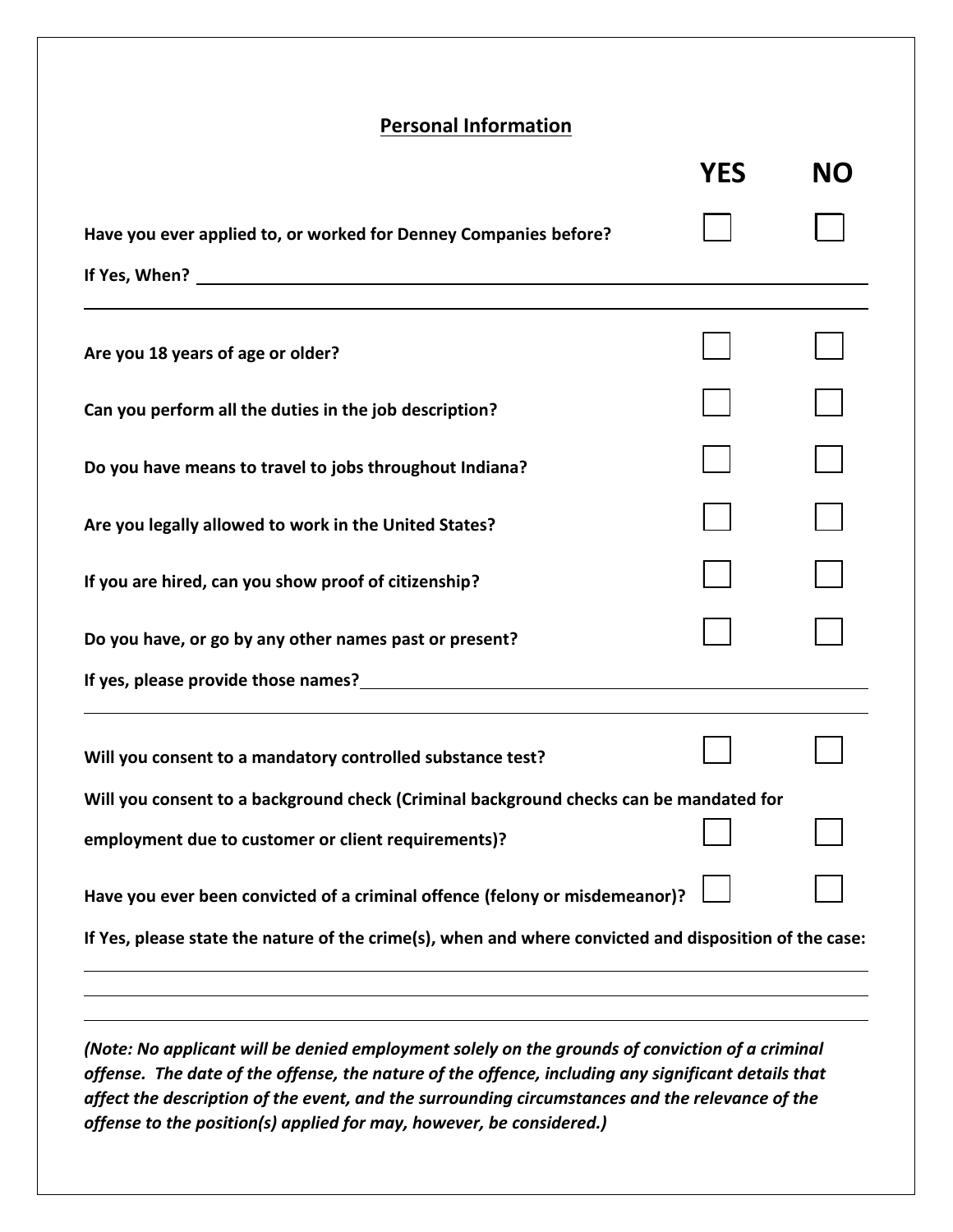## Personal Information

| | YES | NO |
|---|---|---|
| **Have you ever applied to, or worked for Denney Companies before?** | ☐ | ☐ |

**If Yes, When?** ______________________________________________

______________________________________________

| | YES | NO |
|---|---|---|
| **Are you 18 years of age or older?** | ☐ | ☐ |
| **Can you perform all the duties in the job description?** | ☐ | ☐ |
| **Do you have means to travel to jobs throughout Indiana?** | ☐ | ☐ |
| **Are you legally allowed to work in the United States?** | ☐ | ☐ |
| **If you are hired, can you show proof of citizenship?** | ☐ | ☐ |
| **Do you have, or go by any other names past or present?** | ☐ | ☐ |

**If yes, please provide those names?** ______________________________________________

______________________________________________

| | YES | NO |
|---|---|---|
| **Will you consent to a mandatory controlled substance test?** | ☐ | ☐ |
| **Will you consent to a background check (Criminal background checks can be mandated for employment due to customer or client requirements)?** | ☐ | ☐ |
| **Have you ever been convicted of a criminal offence (felony or misdemeanor)?** | ☐ | ☐ |

**If Yes, please state the nature of the crime(s), when and where convicted and disposition of the case:**

______________________________________________

______________________________________________

______________________________________________

***(Note: No applicant will be denied employment solely on the grounds of conviction of a criminal offense. The date of the offense, the nature of the offence, including any significant details that affect the description of the event, and the surrounding circumstances and the relevance of the offense to the position(s) applied for may, however, be considered.)***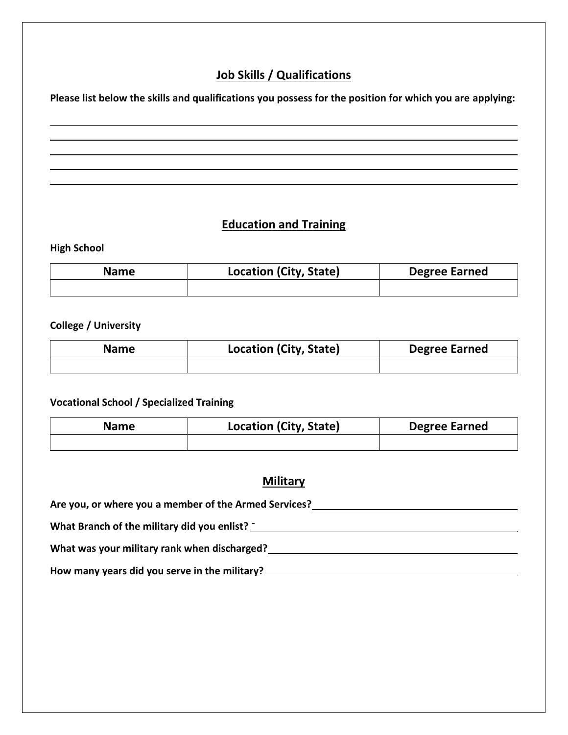## Job Skills / Qualifications

**Please list below the skills and qualifications you possess for the position for which you are applying:**

\_\_\_\_\_\_\_\_\_\_\_\_\_\_\_\_\_\_\_\_\_\_\_\_\_\_\_\_\_\_\_\_\_\_\_\_\_\_\_\_\_\_\_\_\_\_\_\_\_\_\_\_\_\_\_\_\_\_\_\_\_\_\_\_\_\_\_\_\_\_\_\_\_\_\_\_

\_\_\_\_\_\_\_\_\_\_\_\_\_\_\_\_\_\_\_\_\_\_\_\_\_\_\_\_\_\_\_\_\_\_\_\_\_\_\_\_\_\_\_\_\_\_\_\_\_\_\_\_\_\_\_\_\_\_\_\_\_\_\_\_\_\_\_\_\_\_\_\_\_\_\_\_

\_\_\_\_\_\_\_\_\_\_\_\_\_\_\_\_\_\_\_\_\_\_\_\_\_\_\_\_\_\_\_\_\_\_\_\_\_\_\_\_\_\_\_\_\_\_\_\_\_\_\_\_\_\_\_\_\_\_\_\_\_\_\_\_\_\_\_\_\_\_\_\_\_\_\_\_

\_\_\_\_\_\_\_\_\_\_\_\_\_\_\_\_\_\_\_\_\_\_\_\_\_\_\_\_\_\_\_\_\_\_\_\_\_\_\_\_\_\_\_\_\_\_\_\_\_\_\_\_\_\_\_\_\_\_\_\_\_\_\_\_\_\_\_\_\_\_\_\_\_\_\_\_

\_\_\_\_\_\_\_\_\_\_\_\_\_\_\_\_\_\_\_\_\_\_\_\_\_\_\_\_\_\_\_\_\_\_\_\_\_\_\_\_\_\_\_\_\_\_\_\_\_\_\_\_\_\_\_\_\_\_\_\_\_\_\_\_\_\_\_\_\_\_\_\_\_\_\_\_

## Education and Training

**High School**

| Name | Location (City, State) | Degree Earned |
|---|---|---|
| | | |

**College / University**

| Name | Location (City, State) | Degree Earned |
|---|---|---|
| | | |

**Vocational School / Specialized Training**

| Name | Location (City, State) | Degree Earned |
|---|---|---|
| | | |

## Military

**Are you, or where you a member of the Armed Services?** \_\_\_\_\_\_\_\_\_\_\_\_\_\_\_\_\_\_\_\_\_\_\_\_\_\_\_\_\_\_

**What Branch of the military did you enlist?** \_\_\_\_\_\_\_\_\_\_\_\_\_\_\_\_\_\_\_\_\_\_\_\_\_\_\_\_\_\_

**What was your military rank when discharged?** \_\_\_\_\_\_\_\_\_\_\_\_\_\_\_\_\_\_\_\_\_\_\_\_\_\_\_\_\_\_

**How many years did you serve in the military?** \_\_\_\_\_\_\_\_\_\_\_\_\_\_\_\_\_\_\_\_\_\_\_\_\_\_\_\_\_\_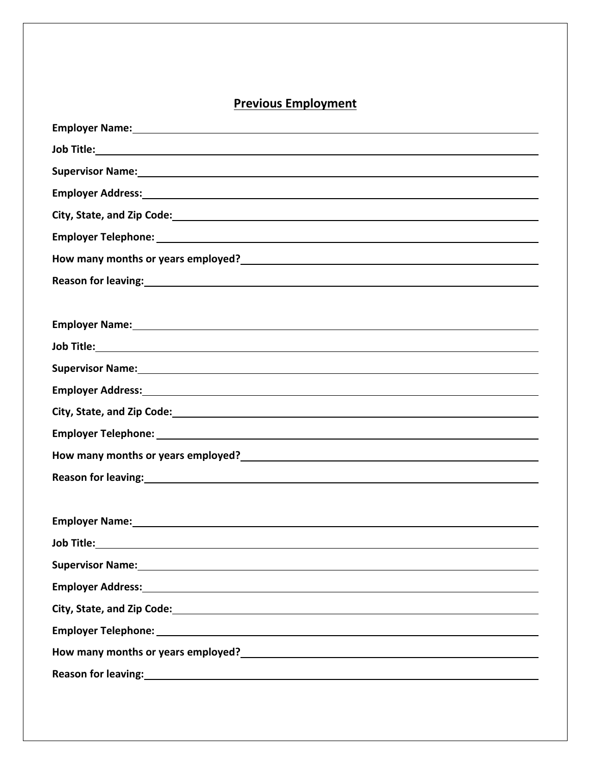## Previous Employment

**Employer Name:** \_\_\_\_\_\_\_\_\_\_\_\_\_\_\_\_\_\_\_\_\_\_\_\_\_\_\_\_\_\_

**Job Title:** \_\_\_\_\_\_\_\_\_\_\_\_\_\_\_\_\_\_\_\_\_\_\_\_\_\_\_\_\_\_

**Supervisor Name:** \_\_\_\_\_\_\_\_\_\_\_\_\_\_\_\_\_\_\_\_\_\_\_\_\_\_\_\_\_\_

**Employer Address:** \_\_\_\_\_\_\_\_\_\_\_\_\_\_\_\_\_\_\_\_\_\_\_\_\_\_\_\_\_\_

**City, State, and Zip Code:** \_\_\_\_\_\_\_\_\_\_\_\_\_\_\_\_\_\_\_\_\_\_\_\_\_\_\_\_\_\_

**Employer Telephone:** \_\_\_\_\_\_\_\_\_\_\_\_\_\_\_\_\_\_\_\_\_\_\_\_\_\_\_\_\_\_

**How many months or years employed?** \_\_\_\_\_\_\_\_\_\_\_\_\_\_\_\_\_\_\_\_\_\_\_\_\_\_\_\_\_\_

**Reason for leaving:** \_\_\_\_\_\_\_\_\_\_\_\_\_\_\_\_\_\_\_\_\_\_\_\_\_\_\_\_\_\_

**Employer Name:** \_\_\_\_\_\_\_\_\_\_\_\_\_\_\_\_\_\_\_\_\_\_\_\_\_\_\_\_\_\_

**Job Title:** \_\_\_\_\_\_\_\_\_\_\_\_\_\_\_\_\_\_\_\_\_\_\_\_\_\_\_\_\_\_

**Supervisor Name:** \_\_\_\_\_\_\_\_\_\_\_\_\_\_\_\_\_\_\_\_\_\_\_\_\_\_\_\_\_\_

**Employer Address:** \_\_\_\_\_\_\_\_\_\_\_\_\_\_\_\_\_\_\_\_\_\_\_\_\_\_\_\_\_\_

**City, State, and Zip Code:** \_\_\_\_\_\_\_\_\_\_\_\_\_\_\_\_\_\_\_\_\_\_\_\_\_\_\_\_\_\_

**Employer Telephone:** \_\_\_\_\_\_\_\_\_\_\_\_\_\_\_\_\_\_\_\_\_\_\_\_\_\_\_\_\_\_

**How many months or years employed?** \_\_\_\_\_\_\_\_\_\_\_\_\_\_\_\_\_\_\_\_\_\_\_\_\_\_\_\_\_\_

**Reason for leaving:** \_\_\_\_\_\_\_\_\_\_\_\_\_\_\_\_\_\_\_\_\_\_\_\_\_\_\_\_\_\_

**Employer Name:** \_\_\_\_\_\_\_\_\_\_\_\_\_\_\_\_\_\_\_\_\_\_\_\_\_\_\_\_\_\_

**Job Title:** \_\_\_\_\_\_\_\_\_\_\_\_\_\_\_\_\_\_\_\_\_\_\_\_\_\_\_\_\_\_

**Supervisor Name:** \_\_\_\_\_\_\_\_\_\_\_\_\_\_\_\_\_\_\_\_\_\_\_\_\_\_\_\_\_\_

**Employer Address:** \_\_\_\_\_\_\_\_\_\_\_\_\_\_\_\_\_\_\_\_\_\_\_\_\_\_\_\_\_\_

**City, State, and Zip Code:** \_\_\_\_\_\_\_\_\_\_\_\_\_\_\_\_\_\_\_\_\_\_\_\_\_\_\_\_\_\_

**Employer Telephone:** \_\_\_\_\_\_\_\_\_\_\_\_\_\_\_\_\_\_\_\_\_\_\_\_\_\_\_\_\_\_

**How many months or years employed?** \_\_\_\_\_\_\_\_\_\_\_\_\_\_\_\_\_\_\_\_\_\_\_\_\_\_\_\_\_\_

**Reason for leaving:** \_\_\_\_\_\_\_\_\_\_\_\_\_\_\_\_\_\_\_\_\_\_\_\_\_\_\_\_\_\_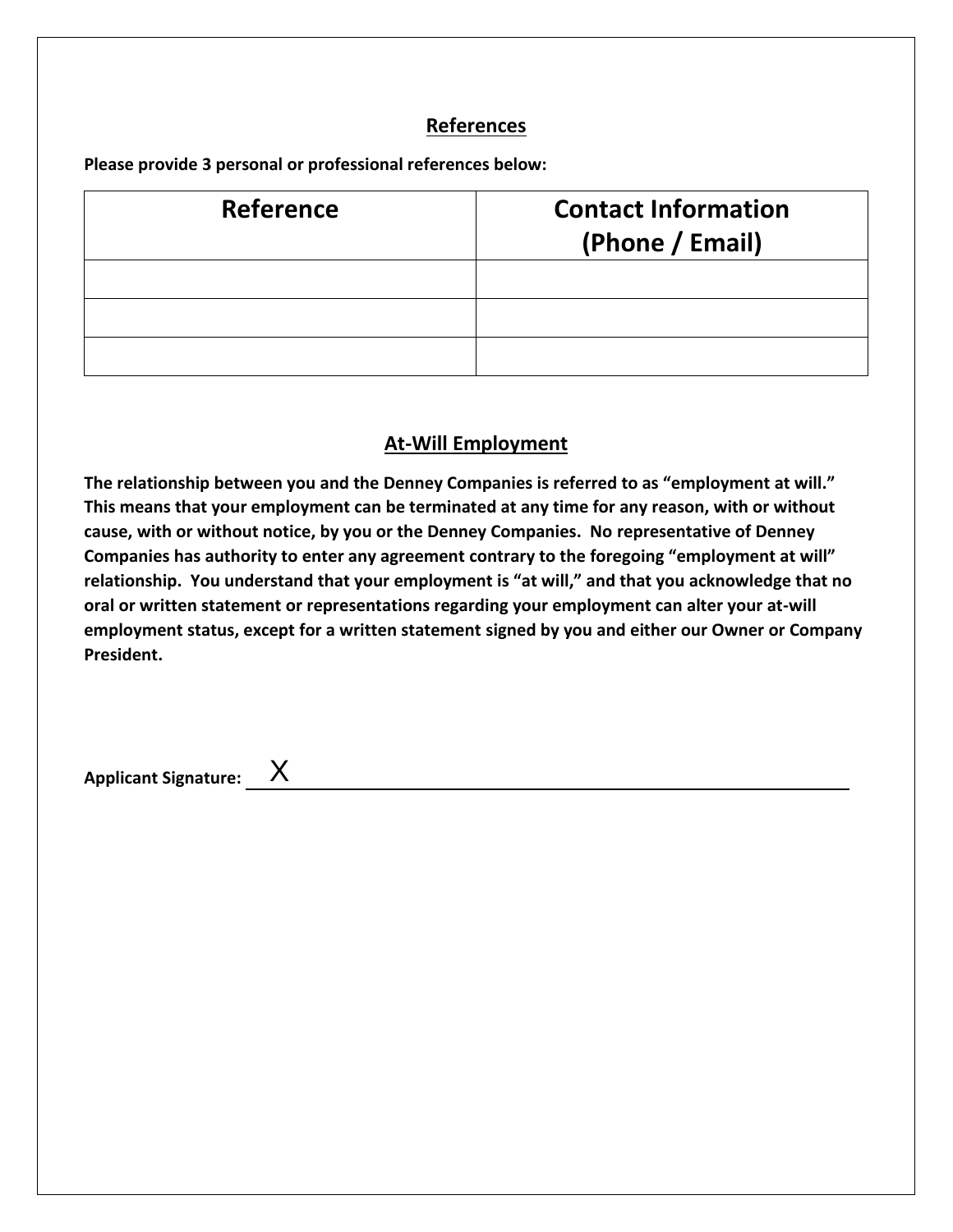## References

**Please provide 3 personal or professional references below:**

| Reference | Contact Information (Phone / Email) |
|---|---|
| | |
| | |
| | |

## At-Will Employment

**The relationship between you and the Denney Companies is referred to as "employment at will." This means that your employment can be terminated at any time for any reason, with or without cause, with or without notice, by you or the Denney Companies. No representative of Denney Companies has authority to enter any agreement contrary to the foregoing "employment at will" relationship. You understand that your employment is "at will," and that you acknowledge that no oral or written statement or representations regarding your employment can alter your at-will employment status, except for a written statement signed by you and either our Owner or Company President.**

**Applicant Signature:** X \_\_\_\_\_\_\_\_\_\_\_\_\_\_\_\_\_\_\_\_\_\_\_\_\_\_\_\_\_\_\_\_\_\_\_\_\_\_\_\_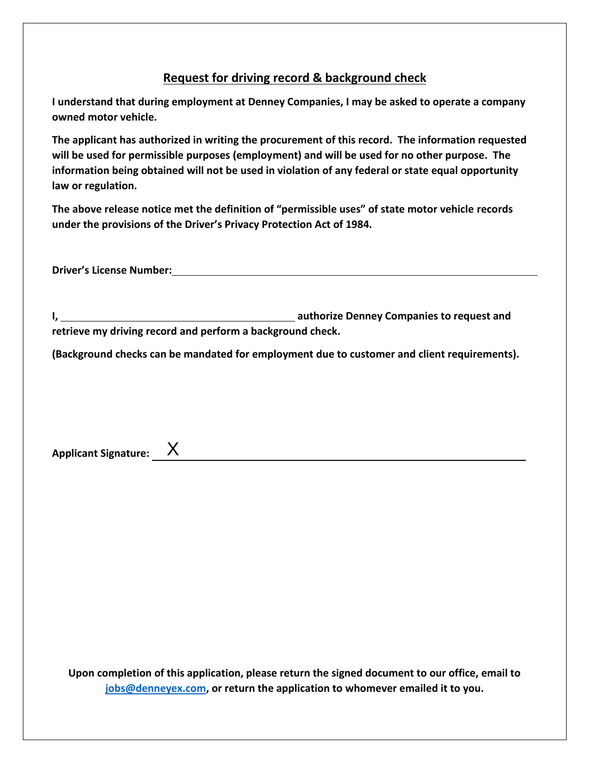## Request for driving record & background check

**I understand that during employment at Denney Companies, I may be asked to operate a company owned motor vehicle.**

**The applicant has authorized in writing the procurement of this record. The information requested will be used for permissible purposes (employment) and will be used for no other purpose. The information being obtained will not be used in violation of any federal or state equal opportunity law or regulation.**

**The above release notice met the definition of "permissible uses" of state motor vehicle records under the provisions of the Driver's Privacy Protection Act of 1984.**

**Driver's License Number:** \_\_\_\_\_\_\_\_\_\_\_\_\_\_\_\_\_\_\_\_\_\_\_\_\_\_\_\_\_\_\_\_\_\_\_\_\_\_\_\_

**I,** \_\_\_\_\_\_\_\_\_\_\_\_\_\_\_\_\_\_\_\_\_\_\_\_\_\_\_\_\_\_ **authorize Denney Companies to request and retrieve my driving record and perform a background check.**

**(Background checks can be mandated for employment due to customer and client requirements).**

**Applicant Signature:** X \_\_\_\_\_\_\_\_\_\_\_\_\_\_\_\_\_\_\_\_\_\_\_\_\_\_\_\_\_\_\_\_\_\_\_\_\_\_\_\_

**Upon completion of this application, please return the signed document to our office, email to [jobs@denneyex.com](mailto:jobs@denneyex.com), or return the application to whomever emailed it to you.**